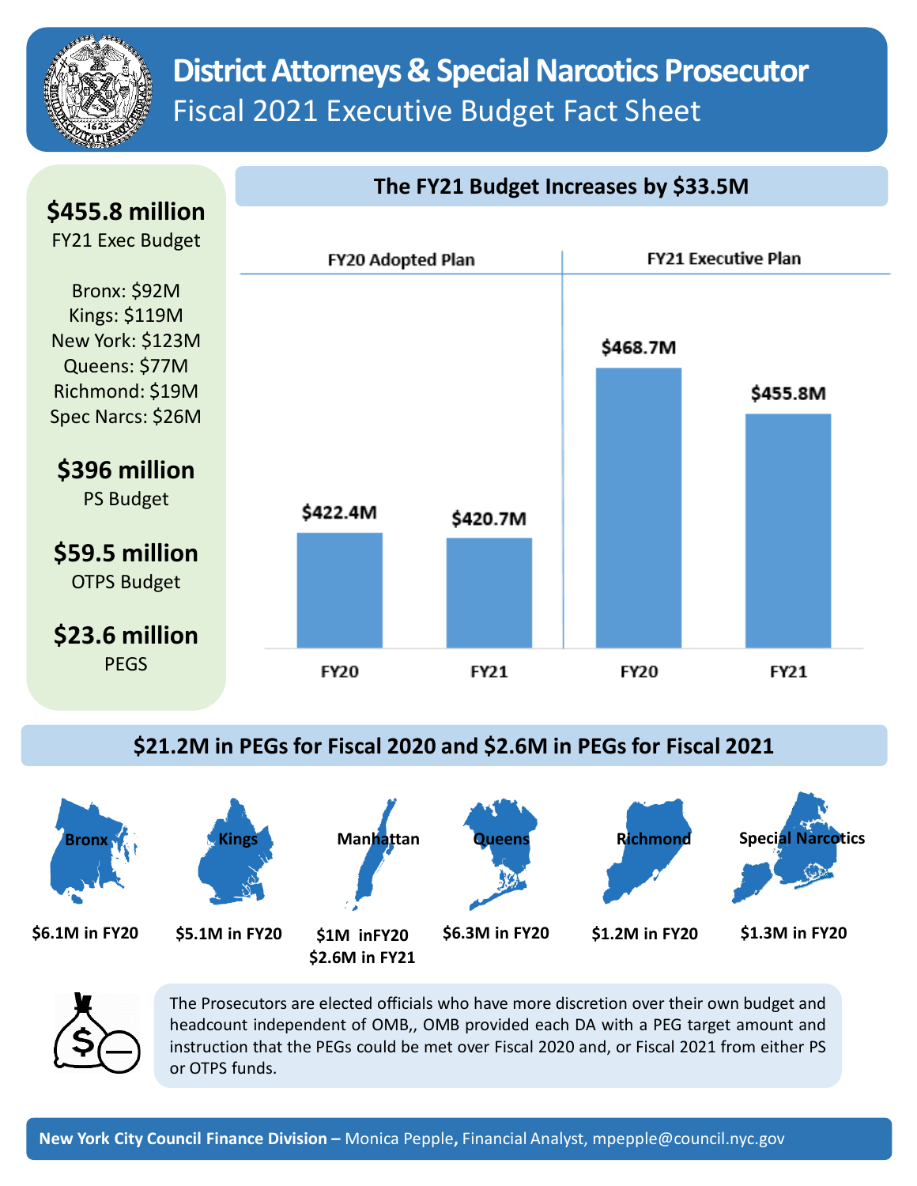# District Attorneys & Special Narcotics Prosecutor

## Fiscal 2021 Executive Budget Fact Sheet

**$455.8 million**
FY21 Exec Budget

Bronx: $92M
Kings: $119M
New York: $123M
Queens: $77M
Richmond: $19M
Spec Narcs: $26M

**$396 million**
PS Budget

**$59.5 million**
OTPS Budget

**$23.6 million**
PEGS

## The FY21 Budget Increases by $33.5M

FY20 Adopted Plan
FY21 Executive Plan

$422.4M
$420.7M
$468.7M
$455.8M

FY20
FY21
FY20
FY21

## $21.2M in PEGs for Fiscal 2020 and $2.6M in PEGs for Fiscal 2021

**Bronx**
**$6.1M in FY20**

**Kings**
**$5.1M in FY20**

**Manhattan**
**$1M inFY20**
**$2.6M in FY21**

**Queens**
**$6.3M in FY20**

**Richmond**
**$1.2M in FY20**

**Special Narcotics**
**$1.3M in FY20**

The Prosecutors are elected officials who have more discretion over their own budget and headcount independent of OMB,, OMB provided each DA with a PEG target amount and instruction that the PEGs could be met over Fiscal 2020 and, or Fiscal 2021 from either PS or OTPS funds.

**New York City Council Finance Division –** Monica Pepple, Financial Analyst, mpepple@council.nyc.gov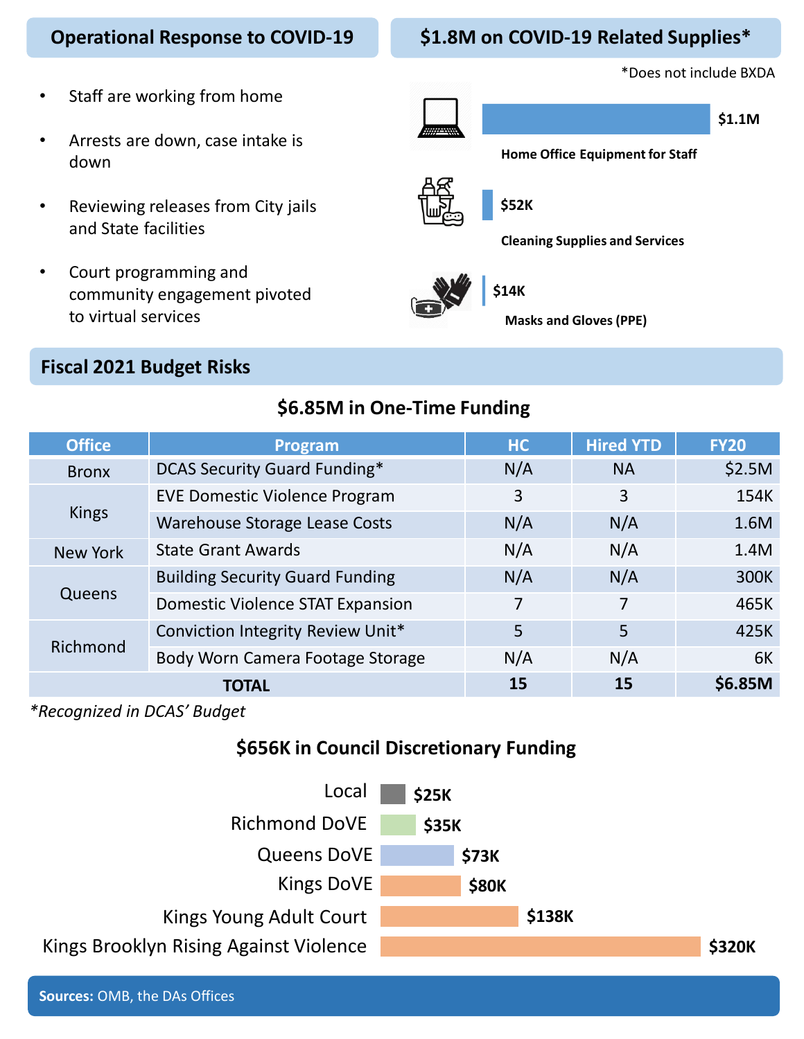## Operational Response to COVID-19

- Staff are working from home
- Arrests are down, case intake is down
- Reviewing releases from City jails and State facilities
- Court programming and community engagement pivoted to virtual services

## $1.8M on COVID-19 Related Supplies*

*Does not include BXDA

$1.1M
Home Office Equipment for Staff

$52K
Cleaning Supplies and Services

$14K
Masks and Gloves (PPE)

## Fiscal 2021 Budget Risks

### $6.85M in One-Time Funding

| Office | Program | HC | Hired YTD | FY20 |
|---|---|---|---|---|
| Bronx | DCAS Security Guard Funding* | N/A | NA | $2.5M |
| Kings | EVE Domestic Violence Program | 3 | 3 | 154K |
| | Warehouse Storage Lease Costs | N/A | N/A | 1.6M |
| New York | State Grant Awards | N/A | N/A | 1.4M |
| Queens | Building Security Guard Funding | N/A | N/A | 300K |
| | Domestic Violence STAT Expansion | 7 | 7 | 465K |
| Richmond | Conviction Integrity Review Unit* | 5 | 5 | 425K |
| | Body Worn Camera Footage Storage | N/A | N/A | 6K |
| **TOTAL** | | **15** | **15** | **$6.85M** |

*\*Recognized in DCAS' Budget*

### $656K in Council Discretionary Funding

Local $25K
Richmond DoVE $35K
Queens DoVE $73K
Kings DoVE $80K
Kings Young Adult Court $138K
Kings Brooklyn Rising Against Violence $320K

**Sources:** OMB, the DAs Offices